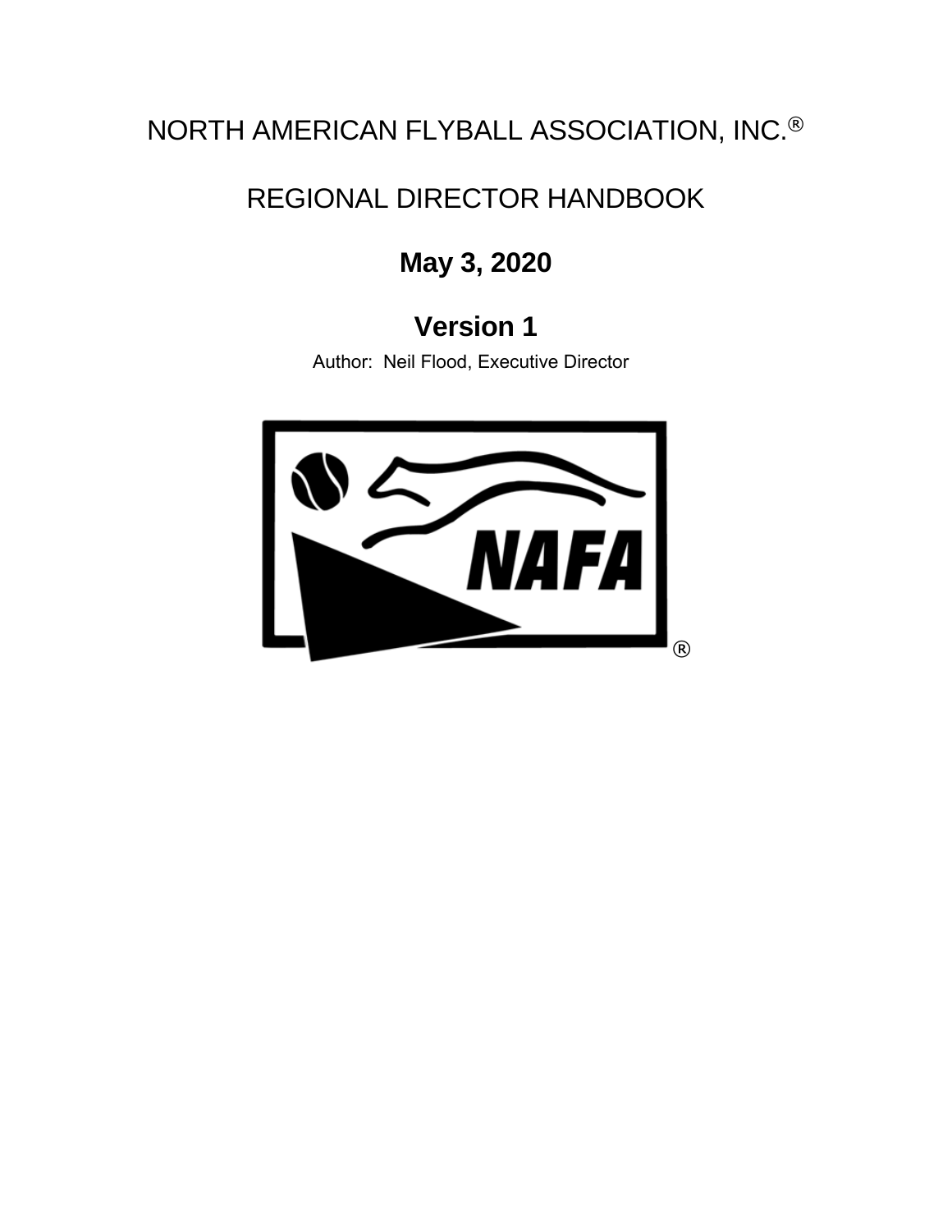# NORTH AMERICAN FLYBALL ASSOCIATION, INC.®

# REGIONAL DIRECTOR HANDBOOK

## May 3, 2020

## Version 1

Author: Neil Flood, Executive Director

NAFA ®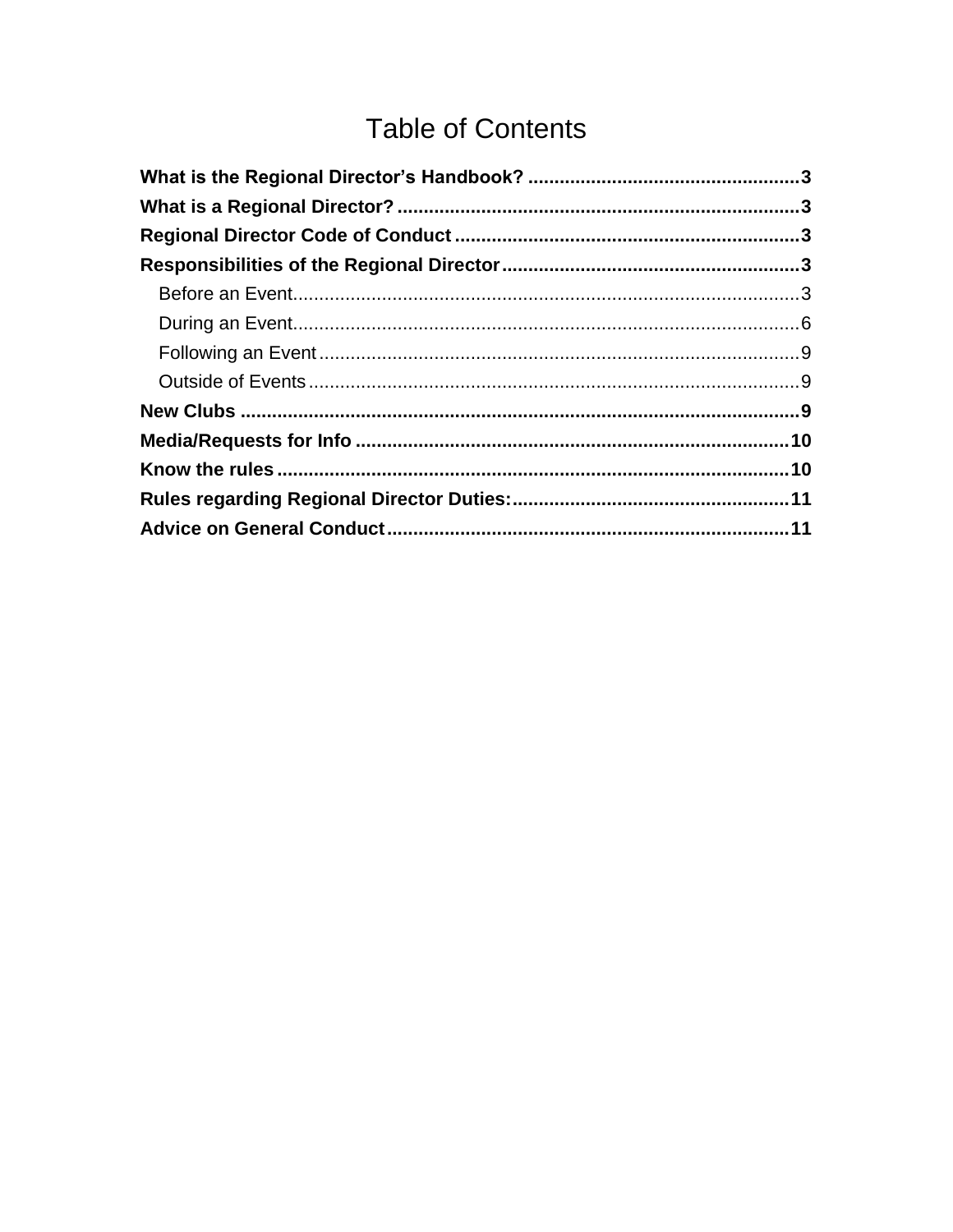# Table of Contents

**What is the Regional Director's Handbook?** .................................................... **3**

**What is a Regional Director?** ............................................................................ **3**

**Regional Director Code of Conduct** .................................................................. **3**

**Responsibilities of the Regional Director** ......................................................... **3**

- Before an Event................................................................................................ 3
- During an Event................................................................................................ 6
- Following an Event ........................................................................................... 9
- Outside of Events ............................................................................................. 9

**New Clubs** ......................................................................................................... **9**

**Media/Requests for Info** .................................................................................. **10**

**Know the rules** ................................................................................................. **10**

**Rules regarding Regional Director Duties:** ..................................................... **11**

**Advice on General Conduct** ............................................................................ **11**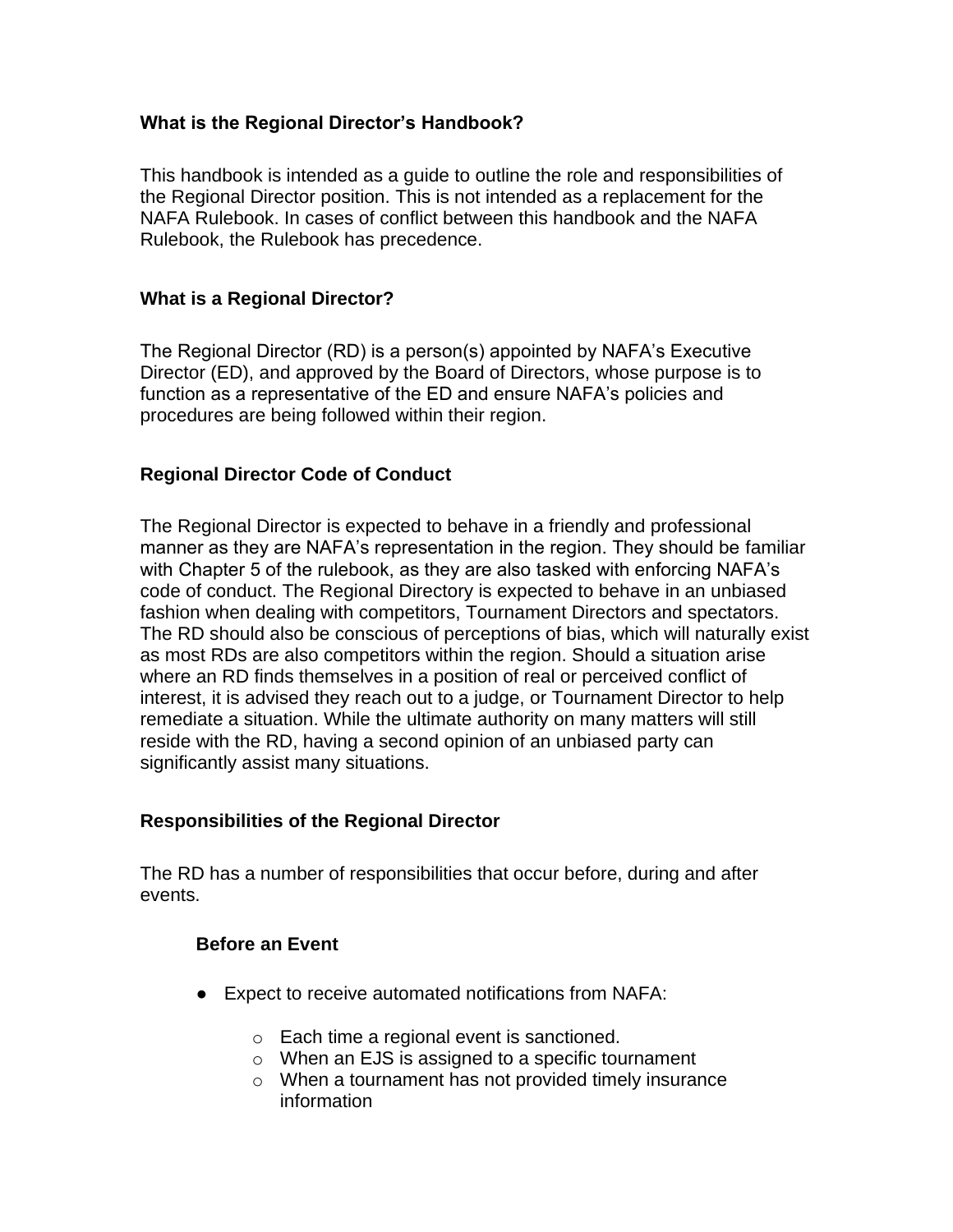### What is the Regional Director's Handbook?

This handbook is intended as a guide to outline the role and responsibilities of the Regional Director position. This is not intended as a replacement for the NAFA Rulebook. In cases of conflict between this handbook and the NAFA Rulebook, the Rulebook has precedence.

### What is a Regional Director?

The Regional Director (RD) is a person(s) appointed by NAFA's Executive Director (ED), and approved by the Board of Directors, whose purpose is to function as a representative of the ED and ensure NAFA's policies and procedures are being followed within their region.

### Regional Director Code of Conduct

The Regional Director is expected to behave in a friendly and professional manner as they are NAFA's representation in the region. They should be familiar with Chapter 5 of the rulebook, as they are also tasked with enforcing NAFA's code of conduct. The Regional Directory is expected to behave in an unbiased fashion when dealing with competitors, Tournament Directors and spectators. The RD should also be conscious of perceptions of bias, which will naturally exist as most RDs are also competitors within the region. Should a situation arise where an RD finds themselves in a position of real or perceived conflict of interest, it is advised they reach out to a judge, or Tournament Director to help remediate a situation. While the ultimate authority on many matters will still reside with the RD, having a second opinion of an unbiased party can significantly assist many situations.

### Responsibilities of the Regional Director

The RD has a number of responsibilities that occur before, during and after events.

#### Before an Event

- Expect to receive automated notifications from NAFA:
  - Each time a regional event is sanctioned.
  - When an EJS is assigned to a specific tournament
  - When a tournament has not provided timely insurance information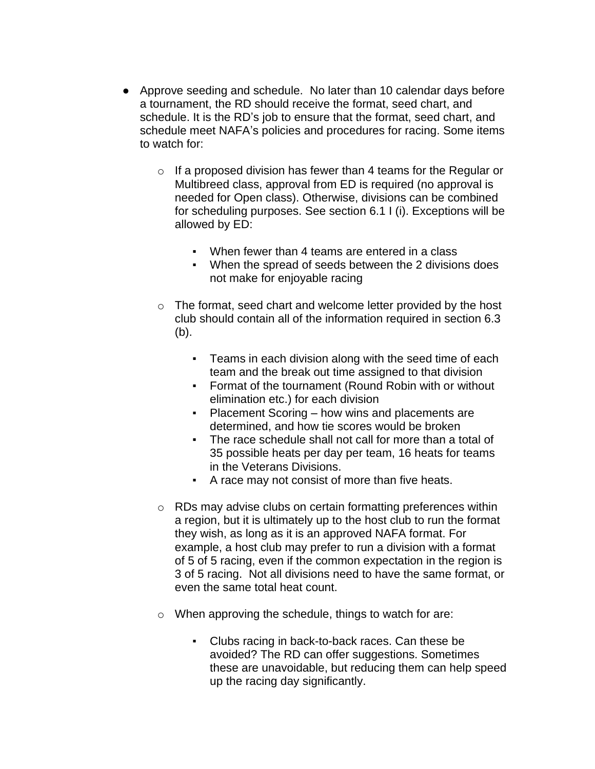- Approve seeding and schedule. No later than 10 calendar days before a tournament, the RD should receive the format, seed chart, and schedule. It is the RD's job to ensure that the format, seed chart, and schedule meet NAFA's policies and procedures for racing. Some items to watch for:
    - If a proposed division has fewer than 4 teams for the Regular or Multibreed class, approval from ED is required (no approval is needed for Open class). Otherwise, divisions can be combined for scheduling purposes. See section 6.1 I (i). Exceptions will be allowed by ED:
        - When fewer than 4 teams are entered in a class
        - When the spread of seeds between the 2 divisions does not make for enjoyable racing
    - The format, seed chart and welcome letter provided by the host club should contain all of the information required in section 6.3 (b).
        - Teams in each division along with the seed time of each team and the break out time assigned to that division
        - Format of the tournament (Round Robin with or without elimination etc.) for each division
        - Placement Scoring – how wins and placements are determined, and how tie scores would be broken
        - The race schedule shall not call for more than a total of 35 possible heats per day per team, 16 heats for teams in the Veterans Divisions.
        - A race may not consist of more than five heats.
    - RDs may advise clubs on certain formatting preferences within a region, but it is ultimately up to the host club to run the format they wish, as long as it is an approved NAFA format. For example, a host club may prefer to run a division with a format of 5 of 5 racing, even if the common expectation in the region is 3 of 5 racing. Not all divisions need to have the same format, or even the same total heat count.
    - When approving the schedule, things to watch for are:
        - Clubs racing in back-to-back races. Can these be avoided? The RD can offer suggestions. Sometimes these are unavoidable, but reducing them can help speed up the racing day significantly.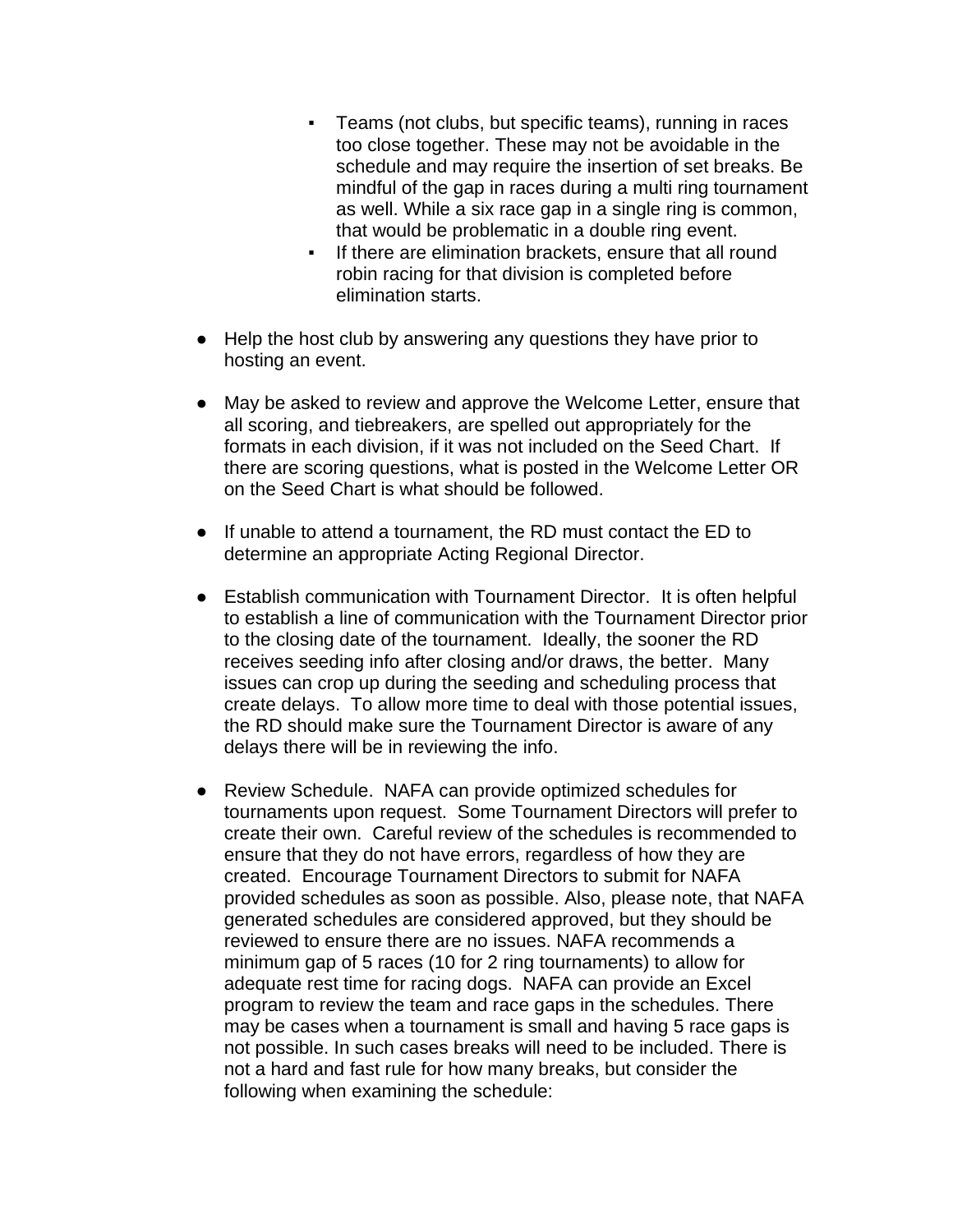- Teams (not clubs, but specific teams), running in races too close together. These may not be avoidable in the schedule and may require the insertion of set breaks. Be mindful of the gap in races during a multi ring tournament as well. While a six race gap in a single ring is common, that would be problematic in a double ring event.
    - If there are elimination brackets, ensure that all round robin racing for that division is completed before elimination starts.

- Help the host club by answering any questions they have prior to hosting an event.

- May be asked to review and approve the Welcome Letter, ensure that all scoring, and tiebreakers, are spelled out appropriately for the formats in each division, if it was not included on the Seed Chart. If there are scoring questions, what is posted in the Welcome Letter OR on the Seed Chart is what should be followed.

- If unable to attend a tournament, the RD must contact the ED to determine an appropriate Acting Regional Director.

- Establish communication with Tournament Director. It is often helpful to establish a line of communication with the Tournament Director prior to the closing date of the tournament. Ideally, the sooner the RD receives seeding info after closing and/or draws, the better. Many issues can crop up during the seeding and scheduling process that create delays. To allow more time to deal with those potential issues, the RD should make sure the Tournament Director is aware of any delays there will be in reviewing the info.

- Review Schedule. NAFA can provide optimized schedules for tournaments upon request. Some Tournament Directors will prefer to create their own. Careful review of the schedules is recommended to ensure that they do not have errors, regardless of how they are created. Encourage Tournament Directors to submit for NAFA provided schedules as soon as possible. Also, please note, that NAFA generated schedules are considered approved, but they should be reviewed to ensure there are no issues. NAFA recommends a minimum gap of 5 races (10 for 2 ring tournaments) to allow for adequate rest time for racing dogs. NAFA can provide an Excel program to review the team and race gaps in the schedules. There may be cases when a tournament is small and having 5 race gaps is not possible. In such cases breaks will need to be included. There is not a hard and fast rule for how many breaks, but consider the following when examining the schedule: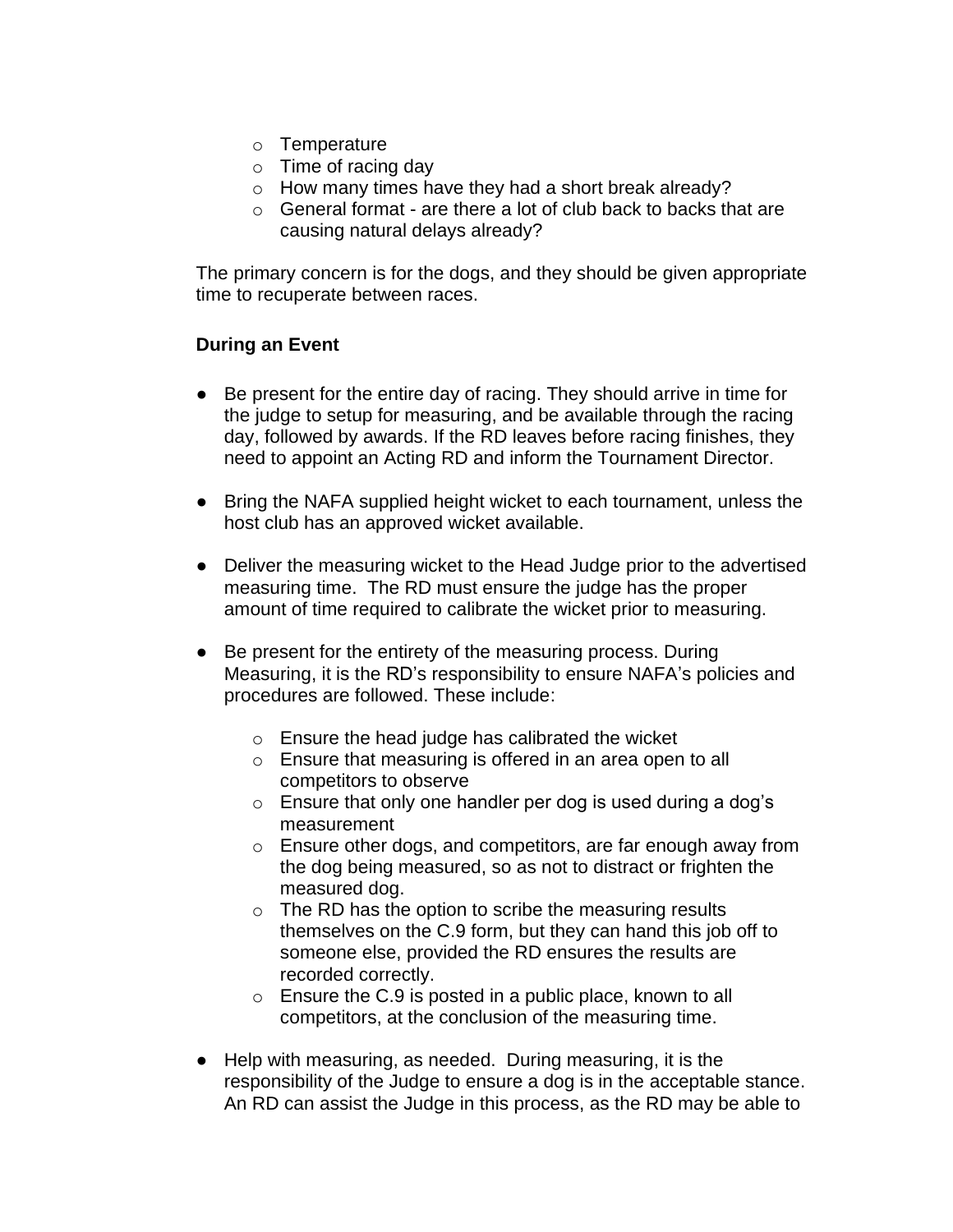- Temperature
  - Time of racing day
  - How many times have they had a short break already?
  - General format - are there a lot of club back to backs that are causing natural delays already?

The primary concern is for the dogs, and they should be given appropriate time to recuperate between races.

**During an Event**

- Be present for the entire day of racing. They should arrive in time for the judge to setup for measuring, and be available through the racing day, followed by awards. If the RD leaves before racing finishes, they need to appoint an Acting RD and inform the Tournament Director.

- Bring the NAFA supplied height wicket to each tournament, unless the host club has an approved wicket available.

- Deliver the measuring wicket to the Head Judge prior to the advertised measuring time. The RD must ensure the judge has the proper amount of time required to calibrate the wicket prior to measuring.

- Be present for the entirety of the measuring process. During Measuring, it is the RD's responsibility to ensure NAFA's policies and procedures are followed. These include:

  - Ensure the head judge has calibrated the wicket
  - Ensure that measuring is offered in an area open to all competitors to observe
  - Ensure that only one handler per dog is used during a dog's measurement
  - Ensure other dogs, and competitors, are far enough away from the dog being measured, so as not to distract or frighten the measured dog.
  - The RD has the option to scribe the measuring results themselves on the C.9 form, but they can hand this job off to someone else, provided the RD ensures the results are recorded correctly.
  - Ensure the C.9 is posted in a public place, known to all competitors, at the conclusion of the measuring time.

- Help with measuring, as needed. During measuring, it is the responsibility of the Judge to ensure a dog is in the acceptable stance. An RD can assist the Judge in this process, as the RD may be able to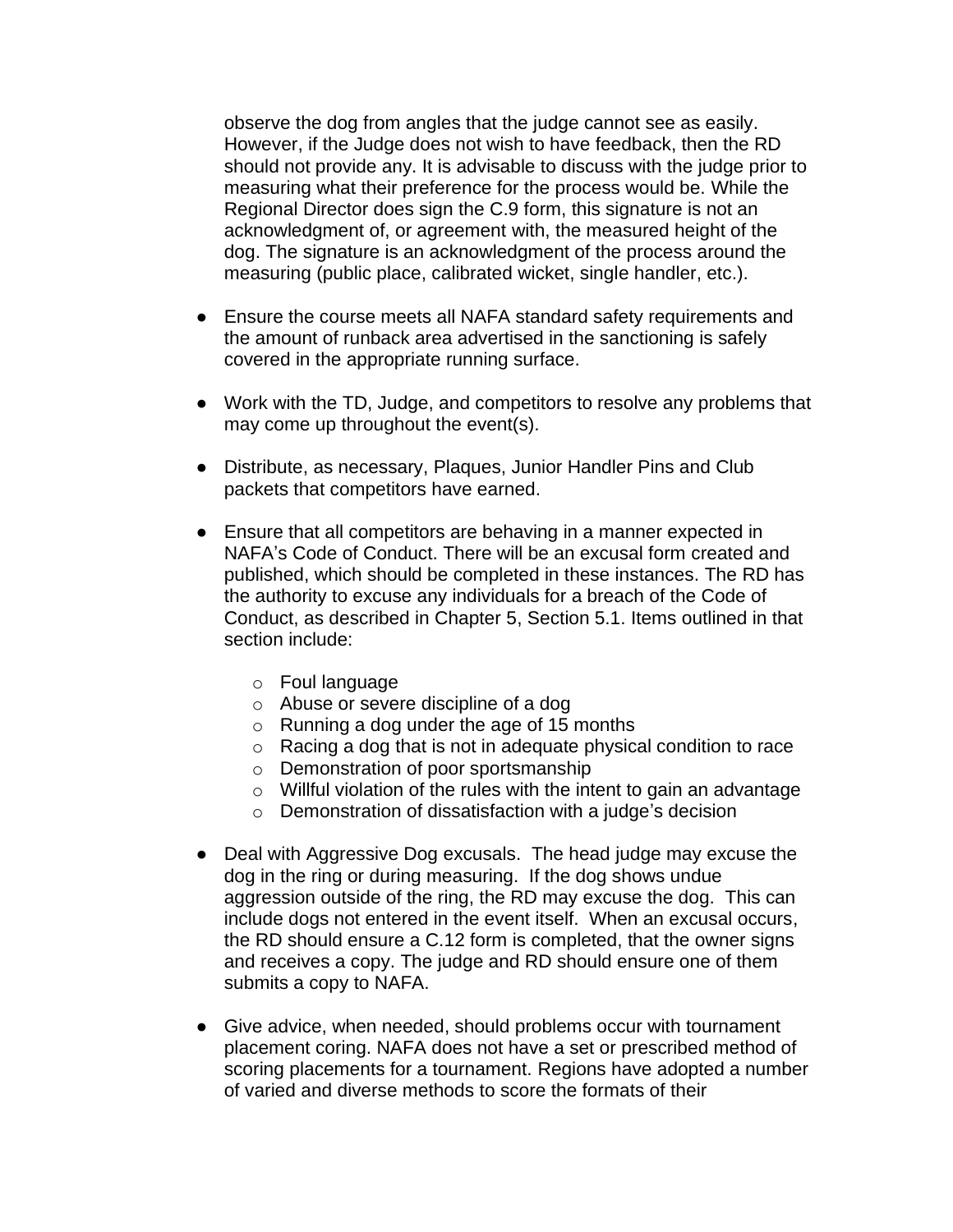observe the dog from angles that the judge cannot see as easily. However, if the Judge does not wish to have feedback, then the RD should not provide any. It is advisable to discuss with the judge prior to measuring what their preference for the process would be. While the Regional Director does sign the C.9 form, this signature is not an acknowledgment of, or agreement with, the measured height of the dog. The signature is an acknowledgment of the process around the measuring (public place, calibrated wicket, single handler, etc.).

- Ensure the course meets all NAFA standard safety requirements and the amount of runback area advertised in the sanctioning is safely covered in the appropriate running surface.

- Work with the TD, Judge, and competitors to resolve any problems that may come up throughout the event(s).

- Distribute, as necessary, Plaques, Junior Handler Pins and Club packets that competitors have earned.

- Ensure that all competitors are behaving in a manner expected in NAFA's Code of Conduct. There will be an excusal form created and published, which should be completed in these instances. The RD has the authority to excuse any individuals for a breach of the Code of Conduct, as described in Chapter 5, Section 5.1. Items outlined in that section include:
  - Foul language
  - Abuse or severe discipline of a dog
  - Running a dog under the age of 15 months
  - Racing a dog that is not in adequate physical condition to race
  - Demonstration of poor sportsmanship
  - Willful violation of the rules with the intent to gain an advantage
  - Demonstration of dissatisfaction with a judge's decision

- Deal with Aggressive Dog excusals. The head judge may excuse the dog in the ring or during measuring. If the dog shows undue aggression outside of the ring, the RD may excuse the dog. This can include dogs not entered in the event itself. When an excusal occurs, the RD should ensure a C.12 form is completed, that the owner signs and receives a copy. The judge and RD should ensure one of them submits a copy to NAFA.

- Give advice, when needed, should problems occur with tournament placement coring. NAFA does not have a set or prescribed method of scoring placements for a tournament. Regions have adopted a number of varied and diverse methods to score the formats of their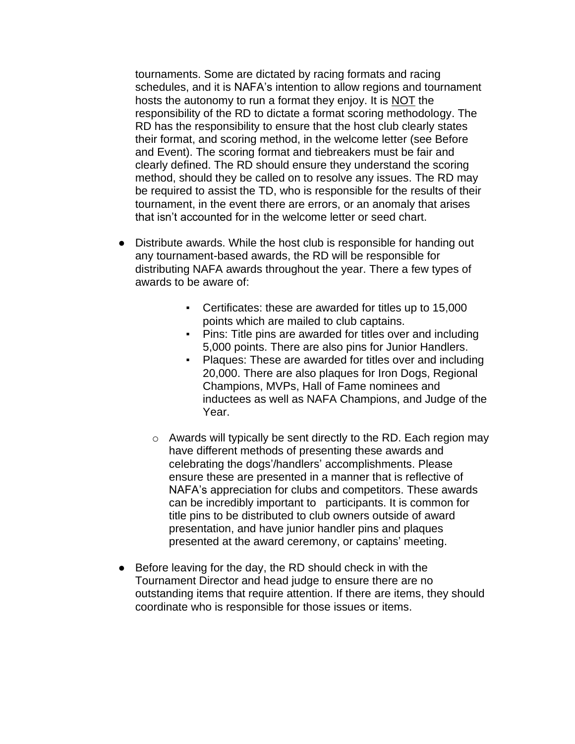tournaments. Some are dictated by racing formats and racing schedules, and it is NAFA's intention to allow regions and tournament hosts the autonomy to run a format they enjoy. It is <u>NOT</u> the responsibility of the RD to dictate a format scoring methodology. The RD has the responsibility to ensure that the host club clearly states their format, and scoring method, in the welcome letter (see Before and Event). The scoring format and tiebreakers must be fair and clearly defined. The RD should ensure they understand the scoring method, should they be called on to resolve any issues. The RD may be required to assist the TD, who is responsible for the results of their tournament, in the event there are errors, or an anomaly that arises that isn't accounted for in the welcome letter or seed chart.

- Distribute awards. While the host club is responsible for handing out any tournament-based awards, the RD will be responsible for distributing NAFA awards throughout the year. There a few types of awards to be aware of:
    - Certificates: these are awarded for titles up to 15,000 points which are mailed to club captains.
    - Pins: Title pins are awarded for titles over and including 5,000 points. There are also pins for Junior Handlers.
    - Plaques: These are awarded for titles over and including 20,000. There are also plaques for Iron Dogs, Regional Champions, MVPs, Hall of Fame nominees and inductees as well as NAFA Champions, and Judge of the Year.
  - Awards will typically be sent directly to the RD. Each region may have different methods of presenting these awards and celebrating the dogs'/handlers' accomplishments. Please ensure these are presented in a manner that is reflective of NAFA's appreciation for clubs and competitors. These awards can be incredibly important to participants. It is common for title pins to be distributed to club owners outside of award presentation, and have junior handler pins and plaques presented at the award ceremony, or captains' meeting.
- Before leaving for the day, the RD should check in with the Tournament Director and head judge to ensure there are no outstanding items that require attention. If there are items, they should coordinate who is responsible for those issues or items.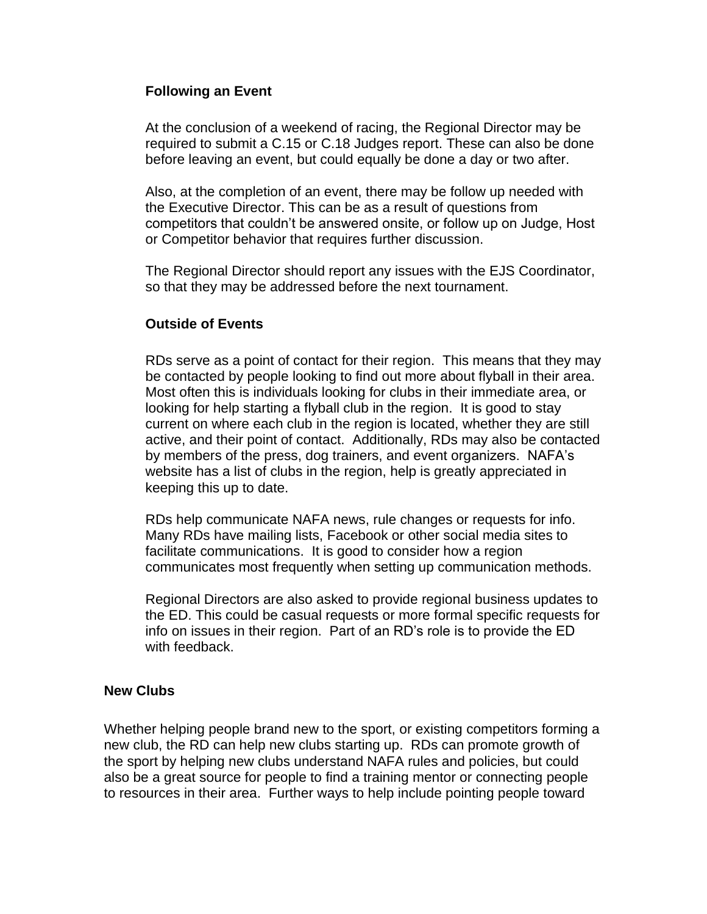### Following an Event

At the conclusion of a weekend of racing, the Regional Director may be required to submit a C.15 or C.18 Judges report. These can also be done before leaving an event, but could equally be done a day or two after.

Also, at the completion of an event, there may be follow up needed with the Executive Director. This can be as a result of questions from competitors that couldn't be answered onsite, or follow up on Judge, Host or Competitor behavior that requires further discussion.

The Regional Director should report any issues with the EJS Coordinator, so that they may be addressed before the next tournament.

### Outside of Events

RDs serve as a point of contact for their region. This means that they may be contacted by people looking to find out more about flyball in their area. Most often this is individuals looking for clubs in their immediate area, or looking for help starting a flyball club in the region. It is good to stay current on where each club in the region is located, whether they are still active, and their point of contact. Additionally, RDs may also be contacted by members of the press, dog trainers, and event organizers. NAFA's website has a list of clubs in the region, help is greatly appreciated in keeping this up to date.

RDs help communicate NAFA news, rule changes or requests for info. Many RDs have mailing lists, Facebook or other social media sites to facilitate communications. It is good to consider how a region communicates most frequently when setting up communication methods.

Regional Directors are also asked to provide regional business updates to the ED. This could be casual requests or more formal specific requests for info on issues in their region. Part of an RD's role is to provide the ED with feedback.

## New Clubs

Whether helping people brand new to the sport, or existing competitors forming a new club, the RD can help new clubs starting up. RDs can promote growth of the sport by helping new clubs understand NAFA rules and policies, but could also be a great source for people to find a training mentor or connecting people to resources in their area. Further ways to help include pointing people toward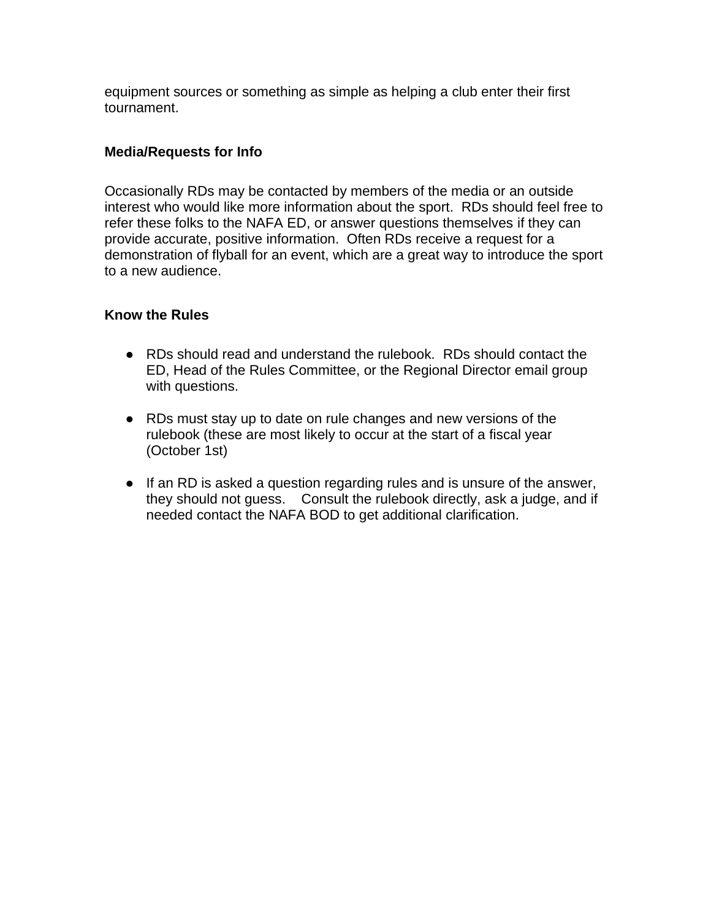equipment sources or something as simple as helping a club enter their first tournament.

### Media/Requests for Info

Occasionally RDs may be contacted by members of the media or an outside interest who would like more information about the sport. RDs should feel free to refer these folks to the NAFA ED, or answer questions themselves if they can provide accurate, positive information. Often RDs receive a request for a demonstration of flyball for an event, which are a great way to introduce the sport to a new audience.

### Know the Rules

- RDs should read and understand the rulebook. RDs should contact the ED, Head of the Rules Committee, or the Regional Director email group with questions.
- RDs must stay up to date on rule changes and new versions of the rulebook (these are most likely to occur at the start of a fiscal year (October 1st)
- If an RD is asked a question regarding rules and is unsure of the answer, they should not guess. Consult the rulebook directly, ask a judge, and if needed contact the NAFA BOD to get additional clarification.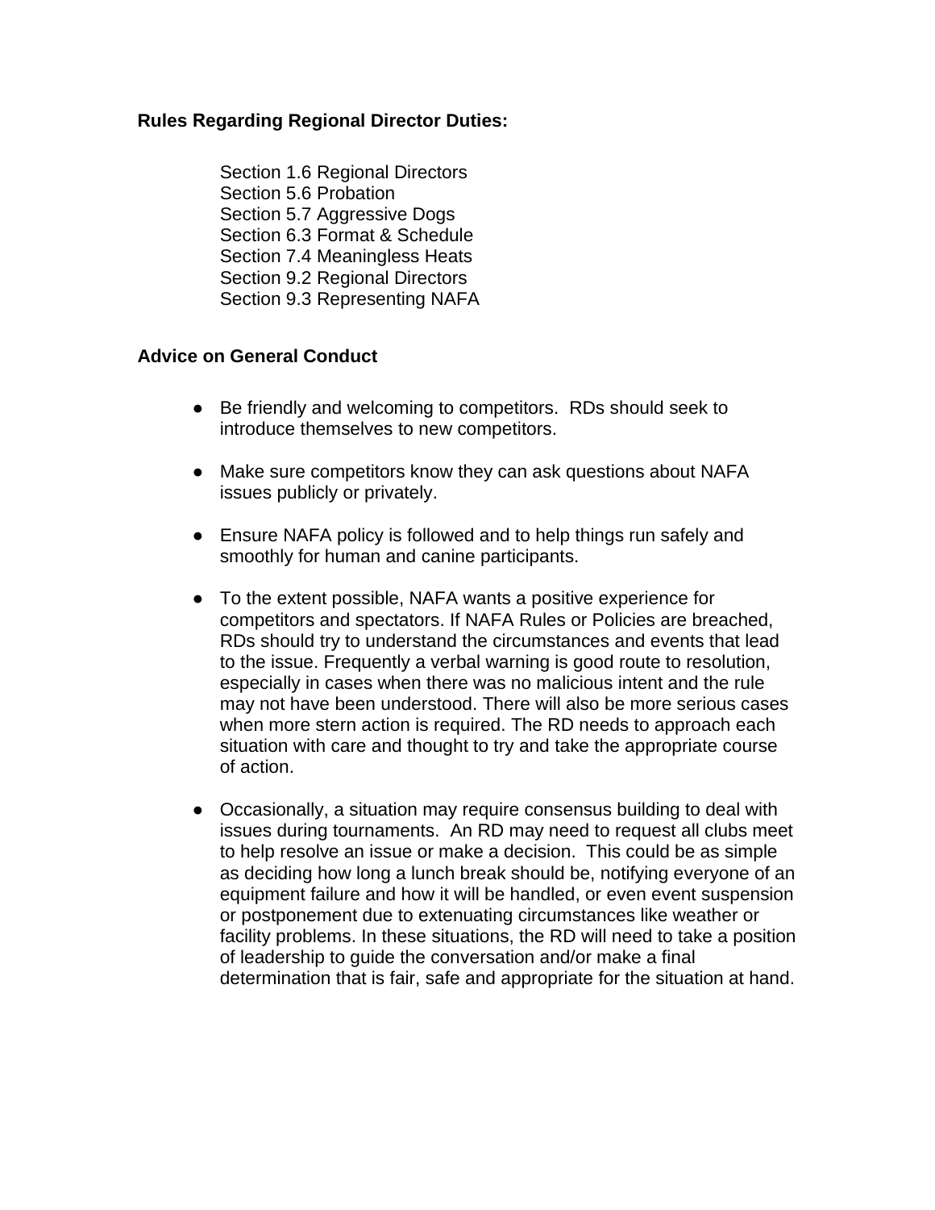**Rules Regarding Regional Director Duties:**

Section 1.6 Regional Directors
Section 5.6 Probation
Section 5.7 Aggressive Dogs
Section 6.3 Format & Schedule
Section 7.4 Meaningless Heats
Section 9.2 Regional Directors
Section 9.3 Representing NAFA

**Advice on General Conduct**

- Be friendly and welcoming to competitors. RDs should seek to introduce themselves to new competitors.

- Make sure competitors know they can ask questions about NAFA issues publicly or privately.

- Ensure NAFA policy is followed and to help things run safely and smoothly for human and canine participants.

- To the extent possible, NAFA wants a positive experience for competitors and spectators. If NAFA Rules or Policies are breached, RDs should try to understand the circumstances and events that lead to the issue. Frequently a verbal warning is good route to resolution, especially in cases when there was no malicious intent and the rule may not have been understood. There will also be more serious cases when more stern action is required. The RD needs to approach each situation with care and thought to try and take the appropriate course of action.

- Occasionally, a situation may require consensus building to deal with issues during tournaments. An RD may need to request all clubs meet to help resolve an issue or make a decision. This could be as simple as deciding how long a lunch break should be, notifying everyone of an equipment failure and how it will be handled, or even event suspension or postponement due to extenuating circumstances like weather or facility problems. In these situations, the RD will need to take a position of leadership to guide the conversation and/or make a final determination that is fair, safe and appropriate for the situation at hand.